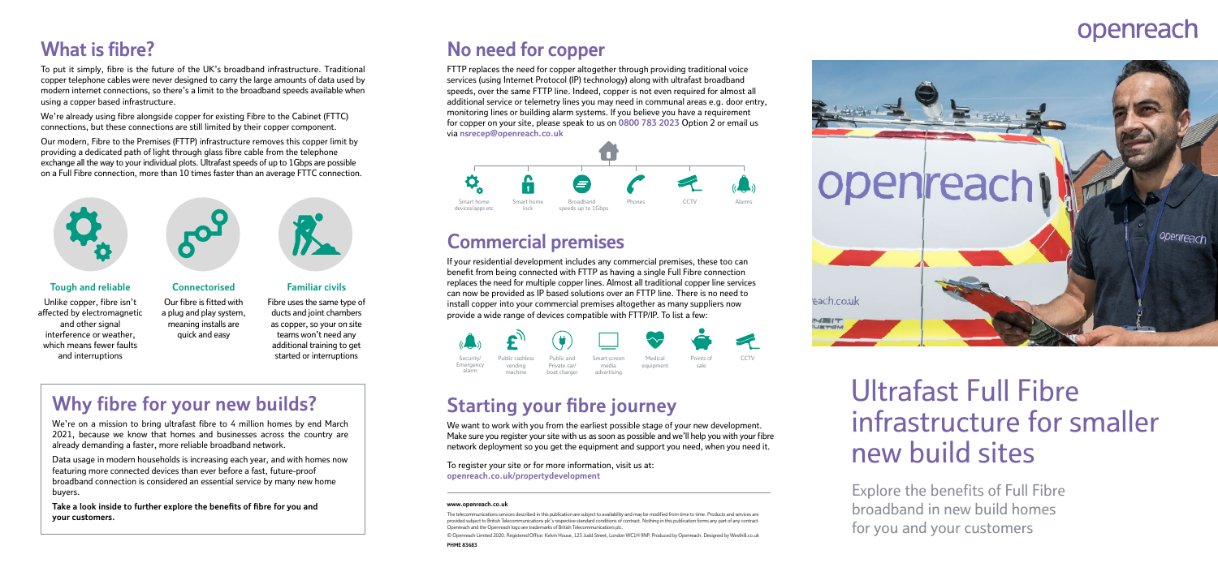## What is fibre?

To put it simply, fibre is the future of the UK's broadband infrastructure. Traditional copper telephone cables were never designed to carry the large amounts of data used by modern internet connections, so there's a limit to the broadband speeds available when using a copper based infrastructure.

We're already using fibre alongside copper for existing Fibre to the Cabinet (FTTC) connections, but these connections are still limited by their copper component.

Our modern, Fibre to the Premises (FTTP) infrastructure removes this copper limit by providing a dedicated path of light through glass fibre cable from the telephone exchange all the way to your individual plots. Ultrafast speeds of up to 1Gbps are possible on a Full Fibre connection, more than 10 times faster than an average FTTC connection.

**Tough and reliable**

Unlike copper, fibre isn't affected by electromagnetic and other signal interference or weather, which means fewer faults and interruptions

**Connectorised**

Our fibre is fitted with a plug and play system, meaning installs are quick and easy

**Familiar civils**

Fibre uses the same type of ducts and joint chambers as copper, so your on site teams won't need any additional training to get started or interruptions

## Why fibre for your new builds?

We're on a mission to bring ultrafast fibre to 4 million homes by end March 2021, because we know that homes and businesses across the country are already demanding a faster, more reliable broadband network.

Data usage in modern households is increasing each year, and with homes now featuring more connected devices than ever before a fast, future-proof broadband connection is considered an essential service by many new home buyers.

**Take a look inside to further explore the benefits of fibre for you and your customers.**

## No need for copper

FTTP replaces the need for copper altogether through providing traditional voice services (using Internet Protocol (IP) technology) along with ultrafast broadband speeds, over the same FTTP line. Indeed, copper is not even required for almost all additional service or telemetry lines you may need in communal areas e.g. door entry, monitoring lines or building alarm systems. If you believe you have a requirement for copper on your site, please speak to us on **0800 783 2023** Option 2 or email us via **nsrecep@openreach.co.uk**

Smart home devices/apps etc · Smart home lock · Broadband speeds up to 1Gbps · Phones · CCTV · Alarms

## Commercial premises

If your residential development includes any commercial premises, these too can benefit from being connected with FTTP as having a single Full Fibre connection replaces the need for multiple copper lines. Almost all traditional copper line services can now be provided as IP based solutions over an FTTP line. There is no need to install copper into your commercial premises altogether as many suppliers now provide a wide range of devices compatible with FTTP/IP. To list a few:

Security/ Emergency alarm · Public cashless vending machine · Public and Private car/ boat charger · Smart screen media advertising · Medical equipment · Points of sale · CCTV

## Starting your fibre journey

We want to work with you from the earliest possible stage of your new development. Make sure you register your site with us as soon as possible and we'll help you with your fibre network deployment so you get the equipment and support you need, when you need it.

To register your site or for more information, visit us at: **openreach.co.uk/propertydevelopment**

**www.openreach.co.uk**

The telecommunications services described in this publication are subject to availability and may be modified from time to time. Products and services are provided subject to British Telecommunications plc's respective standard conditions of contract. Nothing in this publication forms any part of any contract. Openreach and the Openreach logo are trademarks of British Telecommunications plc.

© Openreach Limited 2020. Registered Office: Kelvin House, 123 Judd Street, London WC1H 9NP. Produced by Openreach. Designed by Westhill.co.uk

**PHME 83683**

openreach

# Ultrafast Full Fibre infrastructure for smaller new build sites

Explore the benefits of Full Fibre broadband in new build homes for you and your customers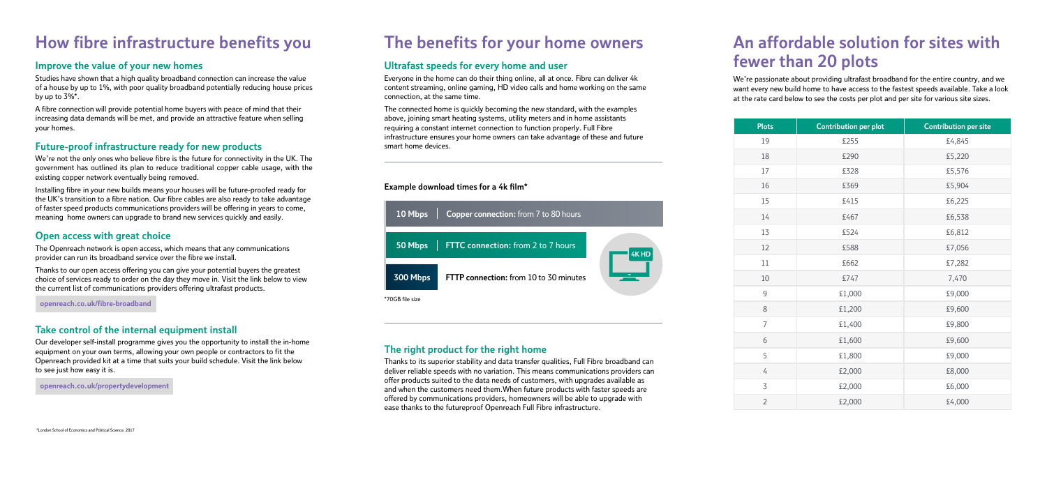# How fibre infrastructure benefits you

## Improve the value of your new homes

Studies have shown that a high quality broadband connection can increase the value of a house by up to 1%, with poor quality broadband potentially reducing house prices by up to 3%*.

A fibre connection will provide potential home buyers with peace of mind that their increasing data demands will be met, and provide an attractive feature when selling your homes.

## Future-proof infrastructure ready for new products

We're not the only ones who believe fibre is the future for connectivity in the UK. The government has outlined its plan to reduce traditional copper cable usage, with the existing copper network eventually being removed.

Installing fibre in your new builds means your houses will be future-proofed ready for the UK's transition to a fibre nation. Our fibre cables are also ready to take advantage of faster speed products communications providers will be offering in years to come, meaning home owners can upgrade to brand new services quickly and easily.

## Open access with great choice

The Openreach network is open access, which means that any communications provider can run its broadband service over the fibre we install.

Thanks to our open access offering you can give your potential buyers the greatest choice of services ready to order on the day they move in. Visit the link below to view the current list of communications providers offering ultrafast products.

**openreach.co.uk/fibre-broadband**

## Take control of the internal equipment install

Our developer self-install programme gives you the opportunity to install the in-home equipment on your own terms, allowing your own people or contractors to fit the Openreach provided kit at a time that suits your build schedule. Visit the link below to see just how easy it is.

**openreach.co.uk/propertydevelopment**

*London School of Economics and Political Science, 2017

# The benefits for your home owners

## Ultrafast speeds for every home and user

Everyone in the home can do their thing online, all at once. Fibre can deliver 4k content streaming, online gaming, HD video calls and home working on the same connection, at the same time.

The connected home is quickly becoming the new standard, with the examples above, joining smart heating systems, utility meters and in home assistants requiring a constant internet connection to function properly. Full Fibre infrastructure ensures your home owners can take advantage of these and future smart home devices.

**Example download times for a 4k film***

**10 Mbps** | **Copper connection:** from 7 to 80 hours

**50 Mbps** | **FTTC connection:** from 2 to 7 hours

**300 Mbps** | **FTTP connection:** from 10 to 30 minutes

4K HD

*70GB file size

## The right product for the right home

Thanks to its superior stability and data transfer qualities, Full Fibre broadband can deliver reliable speeds with no variation. This means communications providers can offer products suited to the data needs of customers, with upgrades available as and when the customers need them.When future products with faster speeds are offered by communications providers, homeowners will be able to upgrade with ease thanks to the futureproof Openreach Full Fibre infrastructure.

# An affordable solution for sites with fewer than 20 plots

We're passionate about providing ultrafast broadband for the entire country, and we want every new build home to have access to the fastest speeds available. Take a look at the rate card below to see the costs per plot and per site for various site sizes.

| Plots | Contribution per plot | Contribution per site |
|---|---|---|
| 19 | £255 | £4,845 |
| 18 | £290 | £5,220 |
| 17 | £328 | £5,576 |
| 16 | £369 | £5,904 |
| 15 | £415 | £6,225 |
| 14 | £467 | £6,538 |
| 13 | £524 | £6,812 |
| 12 | £588 | £7,056 |
| 11 | £662 | £7,282 |
| 10 | £747 | 7,470 |
| 9 | £1,000 | £9,000 |
| 8 | £1,200 | £9,600 |
| 7 | £1,400 | £9,800 |
| 6 | £1,600 | £9,600 |
| 5 | £1,800 | £9,000 |
| 4 | £2,000 | £8,000 |
| 3 | £2,000 | £6,000 |
| 2 | £2,000 | £4,000 |